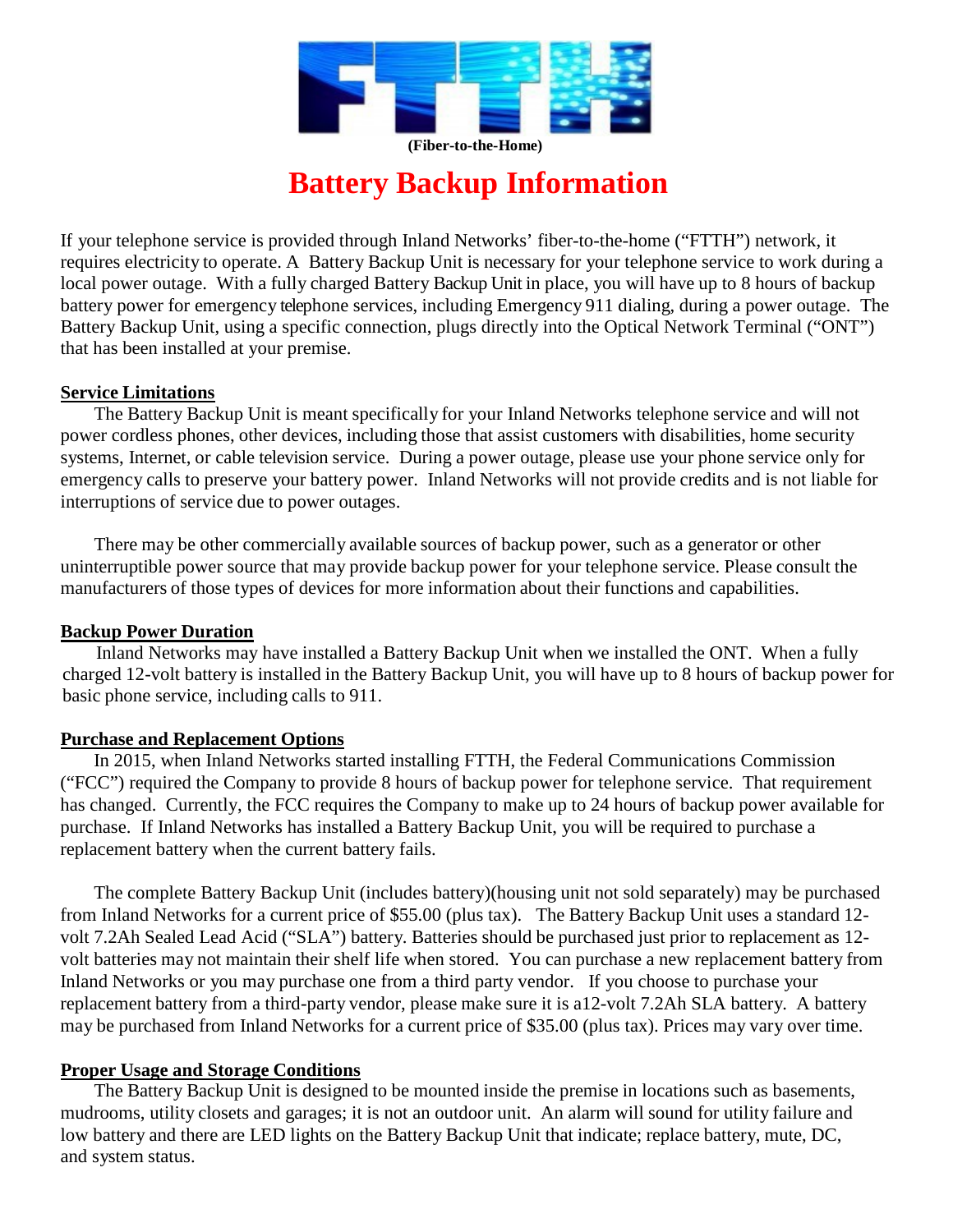**FTTH**

**(Fiber-to-the-Home)**

# Battery Backup Information

If your telephone service is provided through Inland Networks' fiber-to-the-home ("FTTH") network, it requires electricity to operate. A Battery Backup Unit is necessary for your telephone service to work during a local power outage. With a fully charged Battery Backup Unit in place, you will have up to 8 hours of backup battery power for emergency telephone services, including Emergency 911 dialing, during a power outage. The Battery Backup Unit, using a specific connection, plugs directly into the Optical Network Terminal ("ONT") that has been installed at your premise.

## Service Limitations

The Battery Backup Unit is meant specifically for your Inland Networks telephone service and will not power cordless phones, other devices, including those that assist customers with disabilities, home security systems, Internet, or cable television service. During a power outage, please use your phone service only for emergency calls to preserve your battery power. Inland Networks will not provide credits and is not liable for interruptions of service due to power outages.

There may be other commercially available sources of backup power, such as a generator or other uninterruptible power source that may provide backup power for your telephone service. Please consult the manufacturers of those types of devices for more information about their functions and capabilities.

## Backup Power Duration

Inland Networks may have installed a Battery Backup Unit when we installed the ONT. When a fully charged 12-volt battery is installed in the Battery Backup Unit, you will have up to 8 hours of backup power for basic phone service, including calls to 911.

## Purchase and Replacement Options

In 2015, when Inland Networks started installing FTTH, the Federal Communications Commission ("FCC") required the Company to provide 8 hours of backup power for telephone service. That requirement has changed. Currently, the FCC requires the Company to make up to 24 hours of backup power available for purchase. If Inland Networks has installed a Battery Backup Unit, you will be required to purchase a replacement battery when the current battery fails.

The complete Battery Backup Unit (includes battery)(housing unit not sold separately) may be purchased from Inland Networks for a current price of $55.00 (plus tax). The Battery Backup Unit uses a standard 12-volt 7.2Ah Sealed Lead Acid ("SLA") battery. Batteries should be purchased just prior to replacement as 12-volt batteries may not maintain their shelf life when stored. You can purchase a new replacement battery from Inland Networks or you may purchase one from a third party vendor. If you choose to purchase your replacement battery from a third-party vendor, please make sure it is a12-volt 7.2Ah SLA battery. A battery may be purchased from Inland Networks for a current price of $35.00 (plus tax). Prices may vary over time.

## Proper Usage and Storage Conditions

The Battery Backup Unit is designed to be mounted inside the premise in locations such as basements, mudrooms, utility closets and garages; it is not an outdoor unit. An alarm will sound for utility failure and low battery and there are LED lights on the Battery Backup Unit that indicate; replace battery, mute, DC, and system status.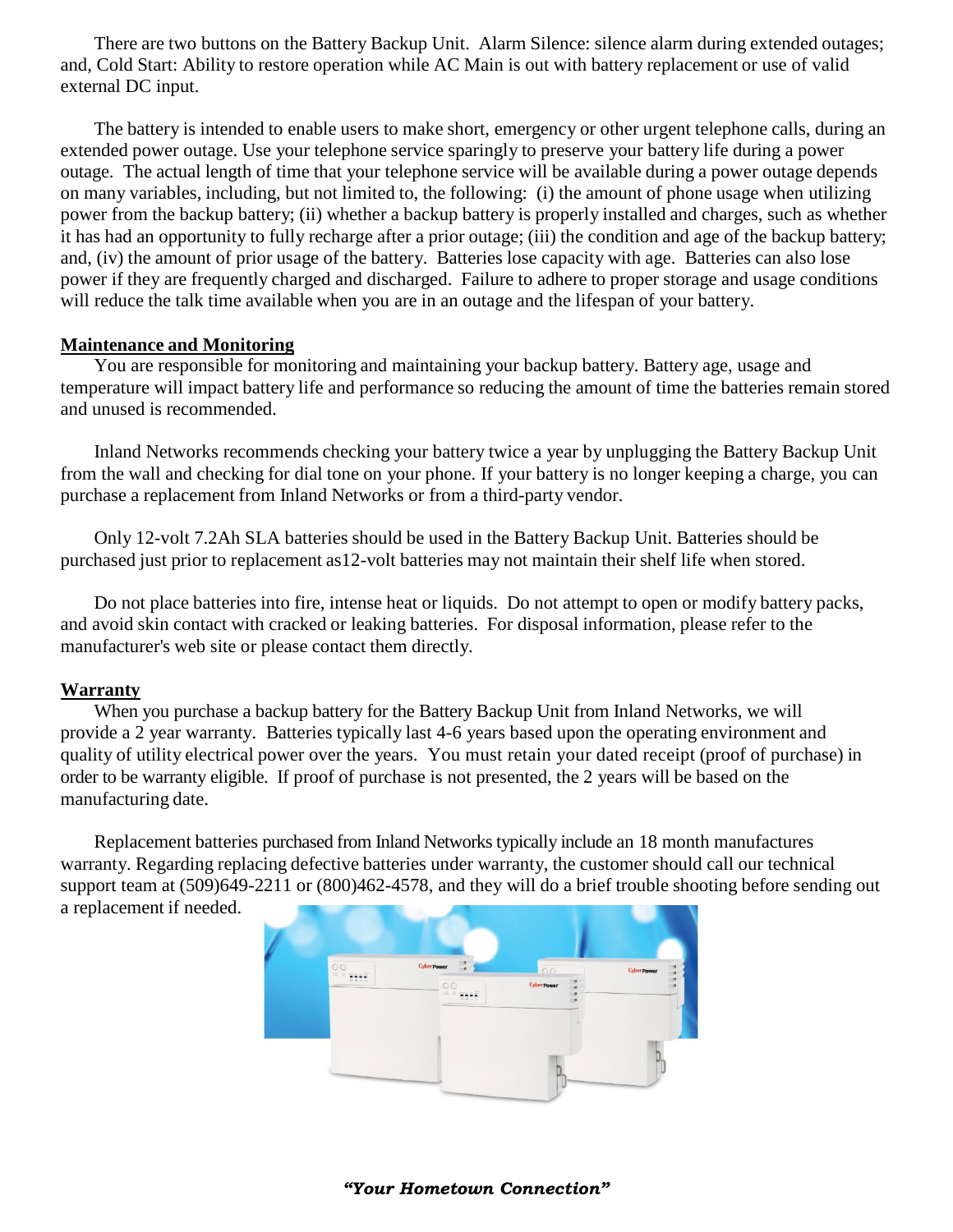There are two buttons on the Battery Backup Unit. Alarm Silence: silence alarm during extended outages; and, Cold Start: Ability to restore operation while AC Main is out with battery replacement or use of valid external DC input.

The battery is intended to enable users to make short, emergency or other urgent telephone calls, during an extended power outage. Use your telephone service sparingly to preserve your battery life during a power outage. The actual length of time that your telephone service will be available during a power outage depends on many variables, including, but not limited to, the following: (i) the amount of phone usage when utilizing power from the backup battery; (ii) whether a backup battery is properly installed and charges, such as whether it has had an opportunity to fully recharge after a prior outage; (iii) the condition and age of the backup battery; and, (iv) the amount of prior usage of the battery. Batteries lose capacity with age. Batteries can also lose power if they are frequently charged and discharged. Failure to adhere to proper storage and usage conditions will reduce the talk time available when you are in an outage and the lifespan of your battery.

## Maintenance and Monitoring

You are responsible for monitoring and maintaining your backup battery. Battery age, usage and temperature will impact battery life and performance so reducing the amount of time the batteries remain stored and unused is recommended.

Inland Networks recommends checking your battery twice a year by unplugging the Battery Backup Unit from the wall and checking for dial tone on your phone. If your battery is no longer keeping a charge, you can purchase a replacement from Inland Networks or from a third-party vendor.

Only 12-volt 7.2Ah SLA batteries should be used in the Battery Backup Unit. Batteries should be purchased just prior to replacement as12-volt batteries may not maintain their shelf life when stored.

Do not place batteries into fire, intense heat or liquids. Do not attempt to open or modify battery packs, and avoid skin contact with cracked or leaking batteries. For disposal information, please refer to the manufacturer's web site or please contact them directly.

## Warranty

When you purchase a backup battery for the Battery Backup Unit from Inland Networks, we will provide a 2 year warranty. Batteries typically last 4-6 years based upon the operating environment and quality of utility electrical power over the years. You must retain your dated receipt (proof of purchase) in order to be warranty eligible. If proof of purchase is not presented, the 2 years will be based on the manufacturing date.

Replacement batteries purchased from Inland Networks typically include an 18 month manufactures warranty. Regarding replacing defective batteries under warranty, the customer should call our technical support team at (509)649-2211 or (800)462-4578, and they will do a brief trouble shooting before sending out a replacement if needed.

***"Your Hometown Connection"***